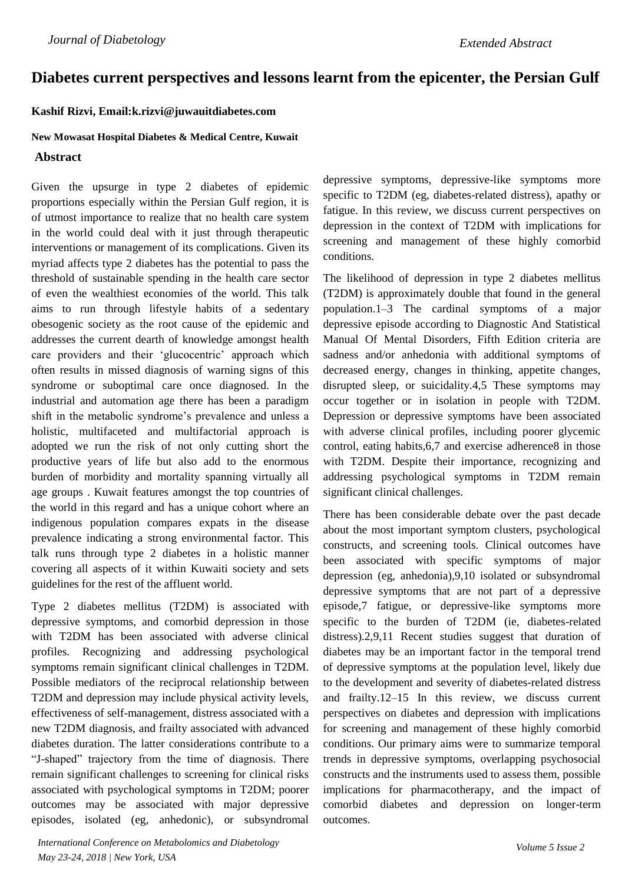# Diabetes current perspectives and lessons learnt from the epicenter, the Persian Gulf

**Kashif Rizvi, Email:k.rizvi@juwauitdiabetes.com**

**New Mowasat Hospital Diabetes & Medical Centre, Kuwait**

## Abstract

Given the upsurge in type 2 diabetes of epidemic proportions especially within the Persian Gulf region, it is of utmost importance to realize that no health care system in the world could deal with it just through therapeutic interventions or management of its complications. Given its myriad affects type 2 diabetes has the potential to pass the threshold of sustainable spending in the health care sector of even the wealthiest economies of the world. This talk aims to run through lifestyle habits of a sedentary obesogenic society as the root cause of the epidemic and addresses the current dearth of knowledge amongst health care providers and their 'glucocentric' approach which often results in missed diagnosis of warning signs of this syndrome or suboptimal care once diagnosed. In the industrial and automation age there has been a paradigm shift in the metabolic syndrome's prevalence and unless a holistic, multifaceted and multifactorial approach is adopted we run the risk of not only cutting short the productive years of life but also add to the enormous burden of morbidity and mortality spanning virtually all age groups . Kuwait features amongst the top countries of the world in this regard and has a unique cohort where an indigenous population compares expats in the disease prevalence indicating a strong environmental factor. This talk runs through type 2 diabetes in a holistic manner covering all aspects of it within Kuwaiti society and sets guidelines for the rest of the affluent world.

Type 2 diabetes mellitus (T2DM) is associated with depressive symptoms, and comorbid depression in those with T2DM has been associated with adverse clinical profiles. Recognizing and addressing psychological symptoms remain significant clinical challenges in T2DM. Possible mediators of the reciprocal relationship between T2DM and depression may include physical activity levels, effectiveness of self-management, distress associated with a new T2DM diagnosis, and frailty associated with advanced diabetes duration. The latter considerations contribute to a "J-shaped" trajectory from the time of diagnosis. There remain significant challenges to screening for clinical risks associated with psychological symptoms in T2DM; poorer outcomes may be associated with major depressive episodes, isolated (eg, anhedonic), or subsyndromal depressive symptoms, depressive-like symptoms more specific to T2DM (eg, diabetes-related distress), apathy or fatigue. In this review, we discuss current perspectives on depression in the context of T2DM with implications for screening and management of these highly comorbid conditions.

The likelihood of depression in type 2 diabetes mellitus (T2DM) is approximately double that found in the general population.1–3 The cardinal symptoms of a major depressive episode according to Diagnostic And Statistical Manual Of Mental Disorders, Fifth Edition criteria are sadness and/or anhedonia with additional symptoms of decreased energy, changes in thinking, appetite changes, disrupted sleep, or suicidality.4,5 These symptoms may occur together or in isolation in people with T2DM. Depression or depressive symptoms have been associated with adverse clinical profiles, including poorer glycemic control, eating habits,6,7 and exercise adherence8 in those with T2DM. Despite their importance, recognizing and addressing psychological symptoms in T2DM remain significant clinical challenges.

There has been considerable debate over the past decade about the most important symptom clusters, psychological constructs, and screening tools. Clinical outcomes have been associated with specific symptoms of major depression (eg, anhedonia),9,10 isolated or subsyndromal depressive symptoms that are not part of a depressive episode,7 fatigue, or depressive-like symptoms more specific to the burden of T2DM (ie, diabetes-related distress).2,9,11 Recent studies suggest that duration of diabetes may be an important factor in the temporal trend of depressive symptoms at the population level, likely due to the development and severity of diabetes-related distress and frailty.12–15 In this review, we discuss current perspectives on diabetes and depression with implications for screening and management of these highly comorbid conditions. Our primary aims were to summarize temporal trends in depressive symptoms, overlapping psychosocial constructs and the instruments used to assess them, possible implications for pharmacotherapy, and the impact of comorbid diabetes and depression on longer-term outcomes.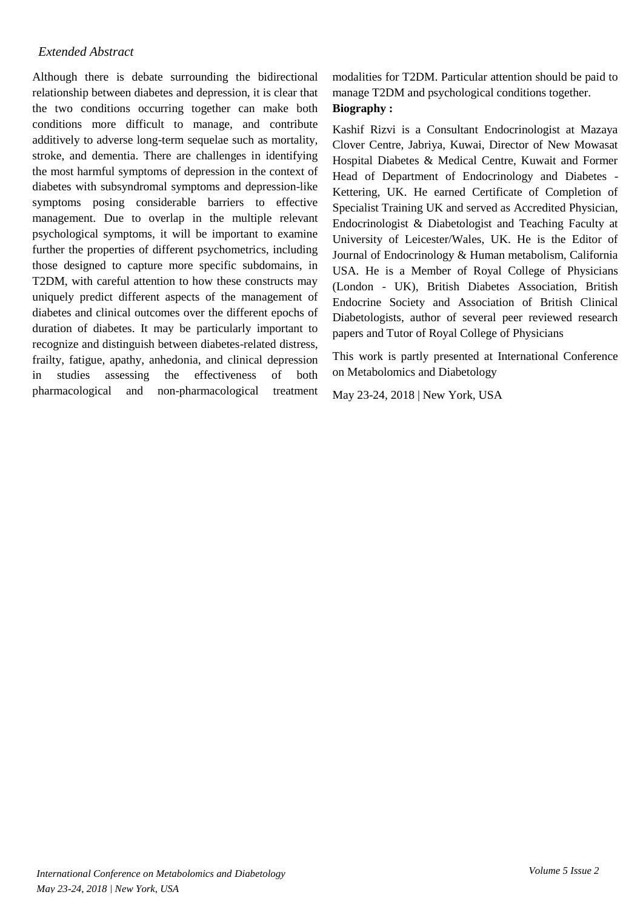*Extended Abstract*

Although there is debate surrounding the bidirectional relationship between diabetes and depression, it is clear that the two conditions occurring together can make both conditions more difficult to manage, and contribute additively to adverse long-term sequelae such as mortality, stroke, and dementia. There are challenges in identifying the most harmful symptoms of depression in the context of diabetes with subsyndromal symptoms and depression-like symptoms posing considerable barriers to effective management. Due to overlap in the multiple relevant psychological symptoms, it will be important to examine further the properties of different psychometrics, including those designed to capture more specific subdomains, in T2DM, with careful attention to how these constructs may uniquely predict different aspects of the management of diabetes and clinical outcomes over the different epochs of duration of diabetes. It may be particularly important to recognize and distinguish between diabetes-related distress, frailty, fatigue, apathy, anhedonia, and clinical depression in studies assessing the effectiveness of both pharmacological and non-pharmacological treatment modalities for T2DM. Particular attention should be paid to manage T2DM and psychological conditions together.

**Biography :**

Kashif Rizvi is a Consultant Endocrinologist at Mazaya Clover Centre, Jabriya, Kuwai, Director of New Mowasat Hospital Diabetes & Medical Centre, Kuwait and Former Head of Department of Endocrinology and Diabetes - Kettering, UK. He earned Certificate of Completion of Specialist Training UK and served as Accredited Physician, Endocrinologist & Diabetologist and Teaching Faculty at University of Leicester/Wales, UK. He is the Editor of Journal of Endocrinology & Human metabolism, California USA. He is a Member of Royal College of Physicians (London - UK), British Diabetes Association, British Endocrine Society and Association of British Clinical Diabetologists, author of several peer reviewed research papers and Tutor of Royal College of Physicians

This work is partly presented at International Conference on Metabolomics and Diabetology

May 23-24, 2018 | New York, USA